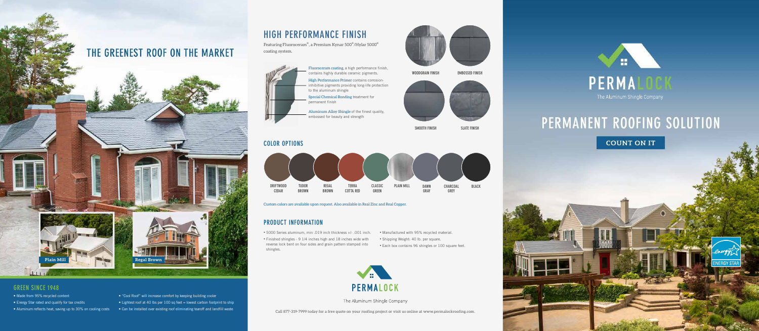# THE GREENEST ROOF ON THE MARKET

Plain Mill

Regal Brown

## GREEN SINCE 1948

- Made from 95% recycled content
- Energy Star rated and qualify for tax credits
- Aluminum reflects heat, saving up to 30% on cooling costs
- "Cool Roof" will increase comfort by keeping building cooler
- Lightest roof at 40 lbs per 100 sq feet = lowest carbon footprint to ship
- Can be installed over existing roof eliminating tearoff and landfill waste

## HIGH PERFORMANCE FINISH

Featuring Fluoroceram®, a Premium Kynar 500®/Hylar 5000® coating system.

Fluoroceram coating, a high performance finish, contains highly durable ceramic pigments.

High Performance Primer contains corrosion-inhibitive pigments providing long-life protection to the aluminum shingle

Special Chemical Bonding treatment for permanent finish

Aluminum Alloy Shingle of the finest quality, embossed for beauty and strength

WOODGRAIN FINISH

EMBOSSED FINISH

SMOOTH FINISH

SLATE FINISH

### COLOR OPTIONS

DRIFTWOOD CEDAR | TUDOR BROWN | REGAL BROWN | TERRA COTTA RED | CLASSIC GREEN | PLAIN MILL | DAWN GRAY | CHARCOAL GREY | BLACK

Custom colors are available upon request. Also available in Real Zinc and Real Copper.

### PRODUCT INFORMATION

- 5000 Series aluminum, min .019 inch thickness +/- .001 inch.
- Finished shingles - 9 1/4 inches high and 18 inches wide with reverse lock bent on four sides and grain pattern stamped into shingles.
- Manufactured with 95% recycled material.
- Shipping Weight: 40 lb. per square.
- Each box contains 96 shingles or 100 square feet.

PERMALOCK

The Aluminum Shingle Company

Call 877-319-7999 today for a free quote on your roofing project or visit us online at www.permalockroofing.com.

PERMALOCK

The Aluminum Shingle Company

# PERMANENT ROOFING SOLUTION

COUNT ON IT

ENERGY STAR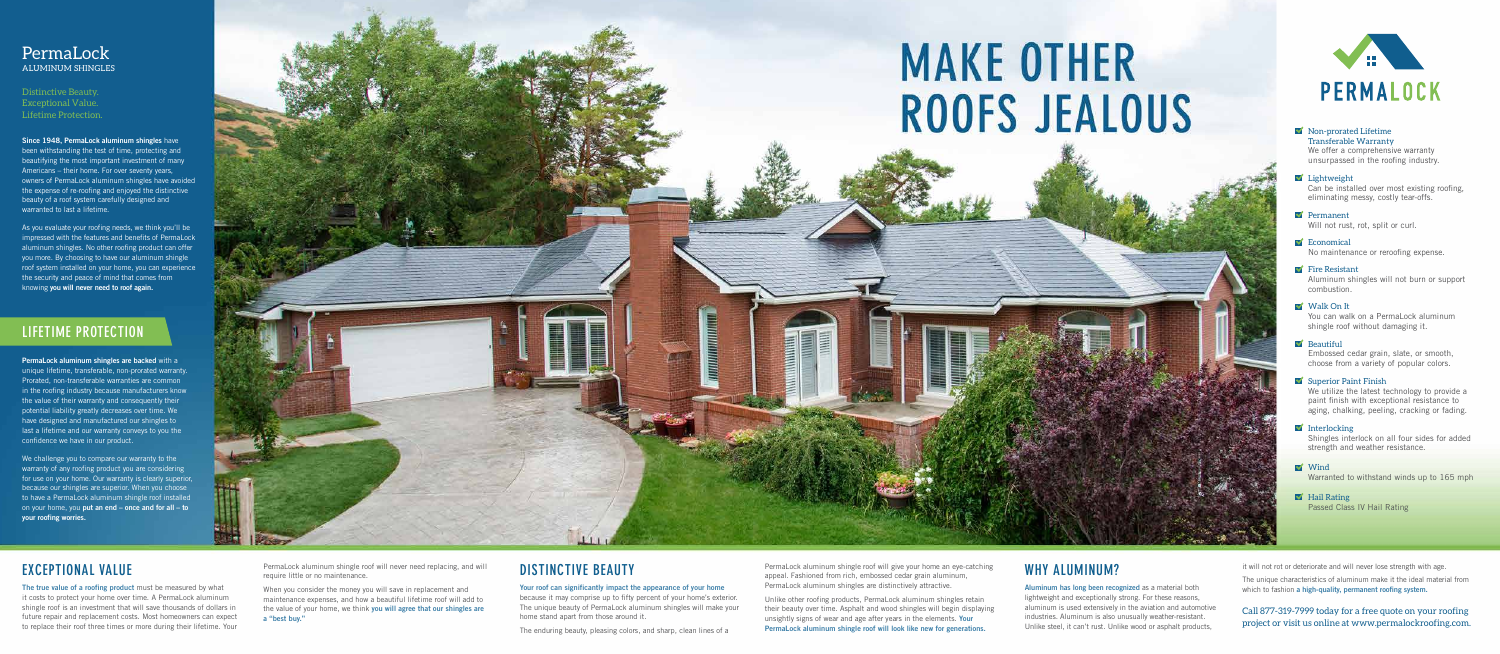# PermaLock
ALUMINUM SHINGLES

Distinctive Beauty.
Exceptional Value.
Lifetime Protection.

**Since 1948, PermaLock aluminum shingles** have been withstanding the test of time, protecting and beautifying the most important investment of many Americans – their home. For over seventy years, owners of PermaLock aluminum shingles have avoided the expense of re-roofing and enjoyed the distinctive beauty of a roof system carefully designed and warranted to last a lifetime.

As you evaluate your roofing needs, we think you'll be impressed with the features and benefits of PermaLock aluminum shingles. No other roofing product can offer you more. By choosing to have our aluminum shingle roof system installed on your home, you can experience the security and peace of mind that comes from knowing **you will never need to roof again.**

## LIFETIME PROTECTION

**PermaLock aluminum shingles are backed** with a unique lifetime, transferable, non-prorated warranty. Prorated, non-transferable warranties are common in the roofing industry because manufacturers know the value of their warranty and consequently their potential liability greatly decreases over time. We have designed and manufactured our shingles to last a lifetime and our warranty conveys to you the confidence we have in our product.

We challenge you to compare our warranty to the warranty of any roofing product you are considering for use on your home. Our warranty is clearly superior, because our shingles are superior. When you choose to have a PermaLock aluminum shingle roof installed on your home, you **put an end – once and for all – to your roofing worries.**

# MAKE OTHER ROOFS JEALOUS

PERMALOCK

- **Non-prorated Lifetime Transferable Warranty**
  We offer a comprehensive warranty unsurpassed in the roofing industry.
- **Lightweight**
  Can be installed over most existing roofing, eliminating messy, costly tear-offs.
- **Permanent**
  Will not rust, rot, split or curl.
- **Economical**
  No maintenance or reroofing expense.
- **Fire Resistant**
  Aluminum shingles will not burn or support combustion.
- **Walk On It**
  You can walk on a PermaLock aluminum shingle roof without damaging it.
- **Beautiful**
  Embossed cedar grain, slate, or smooth, choose from a variety of popular colors.
- **Superior Paint Finish**
  We utilize the latest technology to provide a paint finish with exceptional resistance to aging, chalking, peeling, cracking or fading.
- **Interlocking**
  Shingles interlock on all four sides for added strength and weather resistance.
- **Wind**
  Warranted to withstand winds up to 165 mph
- **Hail Rating**
  Passed Class IV Hail Rating

## EXCEPTIONAL VALUE

**The true value of a roofing product** must be measured by what it costs to protect your home over time. A PermaLock aluminum shingle roof is an investment that will save thousands of dollars in future repair and replacement costs. Most homeowners can expect to replace their roof three times or more during their lifetime. Your PermaLock aluminum shingle roof will never need replacing, and will require little or no maintenance.

When you consider the money you will save in replacement and maintenance expenses, and how a beautiful lifetime roof will add to the value of your home, we think **you will agree that our shingles are a "best buy."**

## DISTINCTIVE BEAUTY

**Your roof can significantly impact the appearance of your home** because it may comprise up to fifty percent of your home's exterior. The unique beauty of PermaLock aluminum shingles will make your home stand apart from those around it.

The enduring beauty, pleasing colors, and sharp, clean lines of a PermaLock aluminum shingle roof will give your home an eye-catching appeal. Fashioned from rich, embossed cedar grain aluminum, PermaLock aluminum shingles are distinctively attractive.

Unlike other roofing products, PermaLock aluminum shingles retain their beauty over time. Asphalt and wood shingles will begin displaying unsightly signs of wear and age after years in the elements. **Your PermaLock aluminum shingle roof will look like new for generations.**

## WHY ALUMINUM?

**Aluminum has long been recognized** as a material both lightweight and exceptionally strong. For these reasons, aluminum is used extensively in the aviation and automotive industries. Aluminum is also unusually weather-resistant. Unlike steel, it can't rust. Unlike wood or asphalt products, it will not rot or deteriorate and will never lose strength with age.

The unique characteristics of aluminum make it the ideal material from which to fashion a **high-quality, permanent roofing system.**

Call 877-319-7999 today for a free quote on your roofing project or visit us online at www.permalockroofing.com.